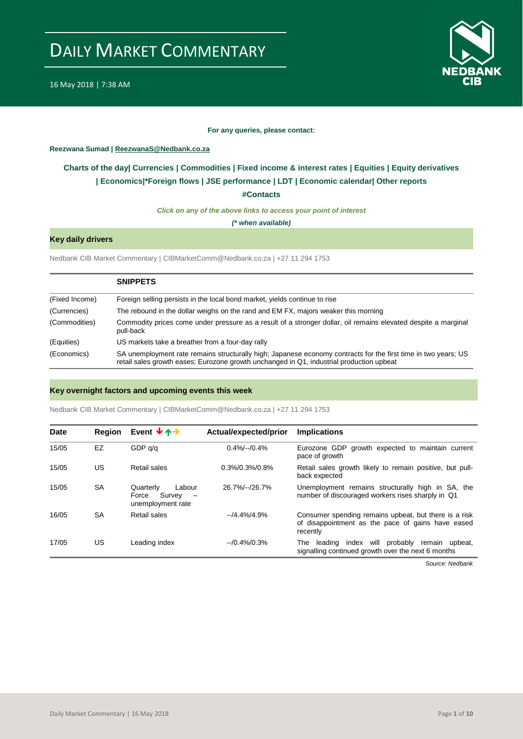# DAILY MARKET COMMENTARY

16 May 2018 | 7:38 AM

**For any queries, please contact:**

**Reezwana Sumad | ReezwanaS@Nedbank.co.za**

**Charts of the day| Currencies | Commodities | Fixed income & interest rates | Equities | Equity derivatives | Economics|*Foreign flows | JSE performance | LDT | Economic calendar| Other reports**

**#Contacts**

***Click on any of the above links to access your point of interest***

***(* when available)***

## Key daily drivers

Nedbank CIB Market Commentary | CIBMarketComm@Nedbank.co.za | +27 11 294 1753

| | **SNIPPETS** |
|---|---|
| (Fixed Income) | Foreign selling persists in the local bond market, yields continue to rise |
| (Currencies) | The rebound in the dollar weighs on the rand and EM FX, majors weaker this morning |
| (Commodities) | Commodity prices come under pressure as a result of a stronger dollar, oil remains elevated despite a marginal pull-back |
| (Equities) | US markets take a breather from a four-day rally |
| (Economics) | SA unemployment rate remains structurally high; Japanese economy contracts for the first time in two years; US retail sales growth eases; Eurozone growth unchanged in Q1, industrial production upbeat |

## Key overnight factors and upcoming events this week

Nedbank CIB Market Commentary | CIBMarketComm@Nedbank.co.za | +27 11 294 1753

| Date | Region | Event ↓↑→ | Actual/expected/prior | Implications |
|---|---|---|---|---|
| 15/05 | EZ | GDP q/q | 0.4%/--/0.4% | Eurozone GDP growth expected to maintain current pace of growth |
| 15/05 | US | Retail sales | 0.3%/0.3%/0.8% | Retail sales growth likely to remain positive, but pull-back expected |
| 15/05 | SA | Quarterly Labour Force Survey – unemployment rate | 26.7%/--/26.7% | Unemployment remains structurally high in SA, the number of discouraged workers rises sharply in Q1 |
| 16/05 | SA | Retail sales | --/4.4%/4.9% | Consumer spending remains upbeat, but there is a risk of disappointment as the pace of gains have eased recently |
| 17/05 | US | Leading index | --/0.4%/0.3% | The leading index will probably remain upbeat, signalling continued growth over the next 6 months |

*Source: Nedbank*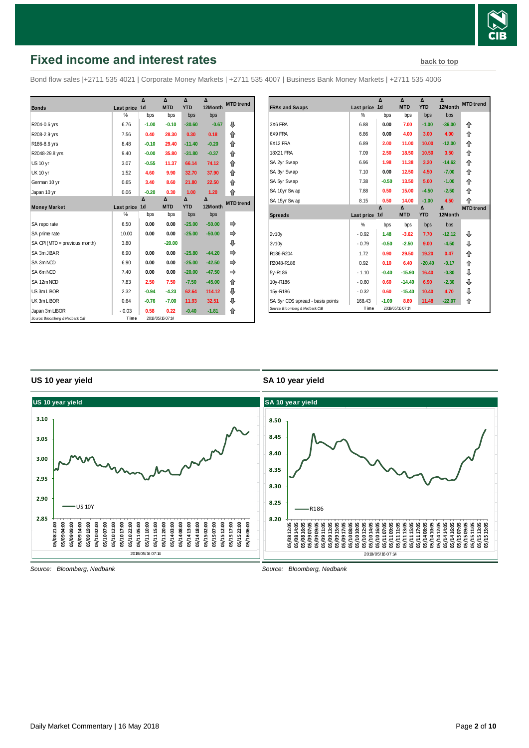# Fixed income and interest rates

back to top

Bond flow sales |+2711 535 4021 | Corporate Money Markets | +2711 535 4007 | Business Bank Money Markets | +2711 535 4006

| Bonds | Last price | Δ 1d | Δ MTD | Δ YTD | Δ 12Month | MTD trend |
|---|---|---|---|---|---|---|
| | % | bps | bps | bps | bps | |
| R204-0.6 yrs | 6.76 | -1.00 | -0.10 | -30.60 | -0.67 | ⇩ |
| R208-2.9 yrs | 7.56 | 0.40 | 28.30 | 0.30 | 0.18 | ⇧ |
| R186-8.6 yrs | 8.48 | -0.10 | 29.40 | -11.40 | -0.20 | ⇧ |
| R2048-29.8 yrs | 9.40 | -0.00 | 35.80 | -31.80 | -0.37 | ⇧ |
| US 10 yr | 3.07 | -0.55 | 11.37 | 66.14 | 74.12 | ⇧ |
| UK 10 yr | 1.52 | 4.60 | 9.90 | 32.70 | 37.90 | ⇧ |
| German 10 yr | 0.65 | 3.40 | 8.60 | 21.80 | 22.50 | ⇧ |
| Japan 10 yr | 0.06 | -0.20 | 0.30 | 1.00 | 1.20 | ⇧ |

| Money Market | Last price | Δ 1d | Δ MTD | Δ YTD | Δ 12Month | MTD trend |
|---|---|---|---|---|---|---|
| | % | bps | bps | bps | bps | |
| SA repo rate | 6.50 | 0.00 | 0.00 | -25.00 | -50.00 | ⇨ |
| SA prime rate | 10.00 | 0.00 | 0.00 | -25.00 | -50.00 | ⇨ |
| SA CPI (MTD = previous month) | 3.80 | | -20.00 | | | ⇩ |
| SA 3m JIBAR | 6.90 | 0.00 | 0.00 | -25.80 | -44.20 | ⇨ |
| SA 3m NCD | 6.90 | 0.00 | 0.00 | -25.00 | -42.50 | ⇨ |
| SA 6m NCD | 7.40 | 0.00 | 0.00 | -20.00 | -47.50 | ⇨ |
| SA 12m NCD | 7.83 | 2.50 | 7.50 | -7.50 | -45.00 | ⇧ |
| US 3m LIBOR | 2.32 | -0.94 | -4.23 | 62.64 | 114.12 | ⇩ |
| UK 3m LIBOR | 0.64 | -0.76 | -7.00 | 11.93 | 32.51 | ⇩ |
| Japan 3m LIBOR | - 0.03 | 0.58 | 0.22 | -0.40 | -1.81 | ⇧ |

Source: Bloomberg & Nedbank CIB — Time 2018/05/16 07:14

| FRAs and Swaps | Last price | Δ 1d | Δ MTD | Δ YTD | Δ 12Month | MTD trend |
|---|---|---|---|---|---|---|
| | % | bps | bps | bps | bps | |
| 3X6 FRA | 6.88 | 0.00 | 7.00 | -1.00 | -36.00 | ⇧ |
| 6X9 FRA | 6.86 | 0.00 | 4.00 | 3.00 | 4.00 | ⇧ |
| 9X12 FRA | 6.89 | 2.00 | 11.00 | 10.00 | -12.00 | ⇧ |
| 18X21 FRA | 7.09 | 2.50 | 18.50 | 10.50 | 3.50 | ⇧ |
| SA 2yr Swap | 6.96 | 1.98 | 11.38 | 3.20 | -14.62 | ⇧ |
| SA 3yr Swap | 7.10 | 0.00 | 12.50 | 4.50 | -7.00 | ⇧ |
| SA 5yr Swap | 7.38 | -0.50 | 13.50 | 5.00 | -1.00 | ⇧ |
| SA 10yr Swap | 7.88 | 0.50 | 15.00 | -4.50 | -2.50 | ⇧ |
| SA 15yr Swap | 8.15 | 0.50 | 14.00 | -1.00 | 4.50 | ⇧ |

| Spreads | Last price | Δ 1d | Δ MTD | Δ YTD | Δ 12Month | MTD trend |
|---|---|---|---|---|---|---|
| | % | bps | bps | bps | bps | |
| 2v10y | - 0.92 | 1.48 | -3.62 | 7.70 | -12.12 | ⇩ |
| 3v10y | - 0.79 | -0.50 | -2.50 | 9.00 | -4.50 | ⇩ |
| R186-R204 | 1.72 | 0.90 | 29.50 | 19.20 | 0.47 | ⇧ |
| R2048-R186 | 0.92 | 0.10 | 6.40 | -20.40 | -0.17 | ⇧ |
| 5y-R186 | - 1.10 | -0.40 | -15.90 | 16.40 | -0.80 | ⇩ |
| 10y-R186 | - 0.60 | 0.60 | -14.40 | 6.90 | -2.30 | ⇩ |
| 15y-R186 | - 0.32 | 0.60 | -15.40 | 10.40 | 4.70 | ⇩ |
| SA 5yr CDS spread - basis points | 168.43 | -1.09 | 8.89 | 11.48 | -22.07 | ⇧ |

Source: Bloomberg & Nedbank CIB — Time 2018/05/16 07:14

## US 10 year yield

Source: Bloomberg, Nedbank

## SA 10 year yield

Source: Bloomberg, Nedbank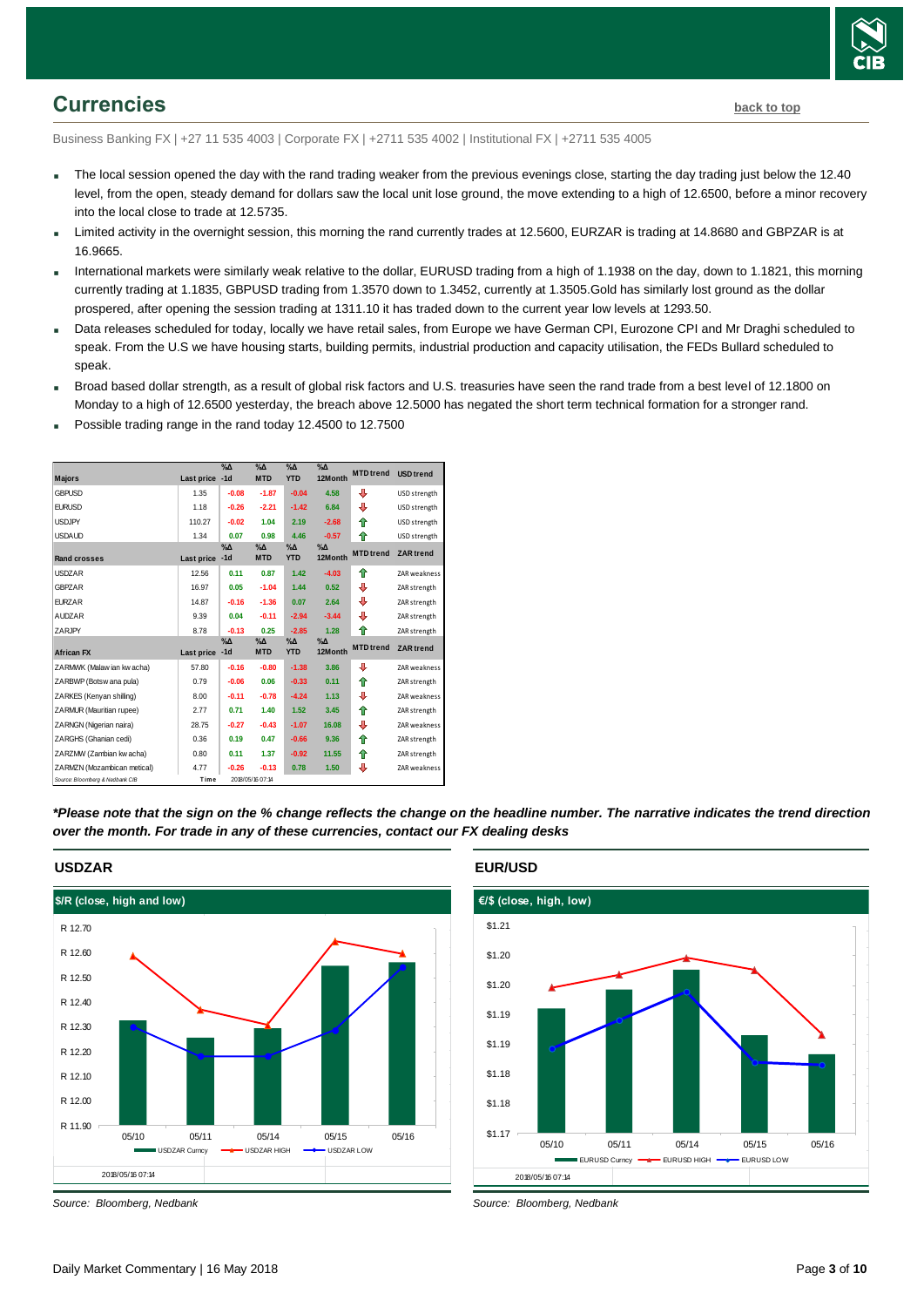## Currencies

back to top

Business Banking FX | +27 11 535 4003 | Corporate FX | +2711 535 4002 | Institutional FX | +2711 535 4005

- The local session opened the day with the rand trading weaker from the previous evenings close, starting the day trading just below the 12.40 level, from the open, steady demand for dollars saw the local unit lose ground, the move extending to a high of 12.6500, before a minor recovery into the local close to trade at 12.5735.
- Limited activity in the overnight session, this morning the rand currently trades at 12.5600, EURZAR is trading at 14.8680 and GBPZAR is at 16.9665.
- International markets were similarly weak relative to the dollar, EURUSD trading from a high of 1.1938 on the day, down to 1.1821, this morning currently trading at 1.1835, GBPUSD trading from 1.3570 down to 1.3452, currently at 1.3505.Gold has similarly lost ground as the dollar prospered, after opening the session trading at 1311.10 it has traded down to the current year low levels at 1293.50.
- Data releases scheduled for today, locally we have retail sales, from Europe we have German CPI, Eurozone CPI and Mr Draghi scheduled to speak. From the U.S we have housing starts, building permits, industrial production and capacity utilisation, the FEDs Bullard scheduled to speak.
- Broad based dollar strength, as a result of global risk factors and U.S. treasuries have seen the rand trade from a best level of 12.1800 on Monday to a high of 12.6500 yesterday, the breach above 12.5000 has negated the short term technical formation for a stronger rand.
- Possible trading range in the rand today 12.4500 to 12.7500

| Majors | Last price | %Δ -1d | %Δ MTD | %Δ YTD | %Δ 12Month | MTD trend | USD trend |
|---|---|---|---|---|---|---|---|
| GBPUSD | 1.35 | -0.08 | -1.87 | -0.04 | 4.58 | ⇩ | USD strength |
| EURUSD | 1.18 | -0.26 | -2.21 | -1.42 | 6.84 | ⇩ | USD strength |
| USDJPY | 110.27 | -0.02 | 1.04 | 2.19 | -2.68 | ⇧ | USD strength |
| USDAUD | 1.34 | 0.07 | 0.98 | 4.46 | -0.57 | ⇧ | USD strength |
| **Rand crosses** | **Last price** | **%Δ -1d** | **%Δ MTD** | **%Δ YTD** | **%Δ 12Month** | **MTD trend** | **ZAR trend** |
| USDZAR | 12.56 | 0.11 | 0.87 | 1.42 | -4.03 | ⇧ | ZAR weakness |
| GBPZAR | 16.97 | 0.05 | -1.04 | 1.44 | 0.52 | ⇩ | ZAR strength |
| EURZAR | 14.87 | -0.16 | -1.36 | 0.07 | 2.64 | ⇩ | ZAR strength |
| AUDZAR | 9.39 | 0.04 | -0.11 | -2.94 | -3.44 | ⇩ | ZAR strength |
| ZARJPY | 8.78 | -0.13 | 0.25 | -2.85 | 1.28 | ⇧ | ZAR strength |
| **African FX** | **Last price** | **%Δ -1d** | **%Δ MTD** | **%Δ YTD** | **%Δ 12Month** | **MTD trend** | **ZAR trend** |
| ZARMWK (Malawian kwacha) | 57.80 | -0.16 | -0.80 | -1.38 | 3.86 | ⇩ | ZAR weakness |
| ZARBWP (Botswana pula) | 0.79 | -0.06 | 0.06 | -0.33 | 0.11 | ⇧ | ZAR strength |
| ZARKES (Kenyan shilling) | 8.00 | -0.11 | -0.78 | -4.24 | 1.13 | ⇩ | ZAR weakness |
| ZARMUR (Mauritian rupee) | 2.77 | 0.71 | 1.40 | 1.52 | 3.45 | ⇧ | ZAR strength |
| ZARNGN (Nigerian naira) | 28.75 | -0.27 | -0.43 | -1.07 | 16.08 | ⇩ | ZAR weakness |
| ZARGHS (Ghanian cedi) | 0.36 | 0.19 | 0.47 | -0.66 | 9.36 | ⇧ | ZAR strength |
| ZARZMW (Zambian kwacha) | 0.80 | 0.11 | 1.37 | -0.92 | 11.55 | ⇧ | ZAR strength |
| ZARMZN (Mozambican metical) | 4.77 | -0.26 | -0.13 | 0.78 | 1.50 | ⇩ | ZAR weakness |

Source: Bloomberg & Nedbank CIB &nbsp;&nbsp; Time: 2018/05/16 07:14

***Please note that the sign on the % change reflects the change on the headline number. The narrative indicates the trend direction over the month. For trade in any of these currencies, contact our FX dealing desks***

### USDZAR

$/R (close, high and low)

Source: Bloomberg, Nedbank

### EUR/USD

€/$ (close, high, low)

Source: Bloomberg, Nedbank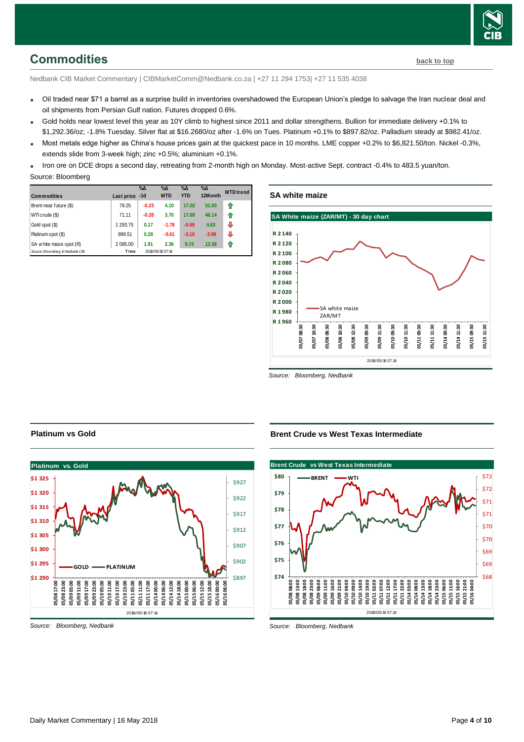## Commodities

back to top

Nedbank CIB Market Commentary | CIBMarketComm@Nedbank.co.za | +27 11 294 1753| +27 11 535 4038

- Oil traded near $71 a barrel as a surprise build in inventories overshadowed the European Union's pledge to salvage the Iran nuclear deal and oil shipments from Persian Gulf nation. Futures dropped 0.6%.
- Gold holds near lowest level this year as 10Y climb to highest since 2011 and dollar strengthens. Bullion for immediate delivery +0.1% to $1,292.36/oz; -1.8% Tuesday. Silver flat at $16.2680/oz after -1.6% on Tues. Platinum +0.1% to $897.82/oz. Palladium steady at $982.41/oz.
- Most metals edge higher as China's house prices gain at the quickest pace in 10 months. LME copper +0.2% to $6,821.50/ton. Nickel -0.3%, extends slide from 3-week high; zinc +0.5%; aluminium +0.1%.
- Iron ore on DCE drops a second day, retreating from 2-month high on Monday. Most-active Sept. contract -0.4% to 483.5 yuan/ton.

Source: Bloomberg

| Commodities | Last price | %Δ -1d | %Δ MTD | %Δ YTD | %Δ 12Month | MTD trend |
|---|---|---|---|---|---|---|
| Brent near future ($) | 78.25 | -0.23 | 4.10 | 17.02 | 51.50 | ⇧ |
| WTI crude ($) | 71.11 | -0.28 | 3.70 | 17.69 | 46.14 | ⇧ |
| Gold spot ($) | 1 293.75 | 0.17 | -1.78 | -0.69 | 4.63 | ⇩ |
| Platinum spot ($) | 899.51 | 0.28 | -0.61 | -3.10 | -3.99 | ⇩ |
| SA white maize spot (R) | 2 085.00 | 1.91 | 2.36 | 9.74 | 13.38 | ⇧ |
| *Source: Bloomberg & Nedbank CIB* | Time | 2018/05/16 07:14 | | | | |

### SA white maize

*Source: Bloomberg, Nedbank*

### Platinum vs Gold

*Source: Bloomberg, Nedbank*

### Brent Crude vs West Texas Intermediate

*Source: Bloomberg, Nedbank*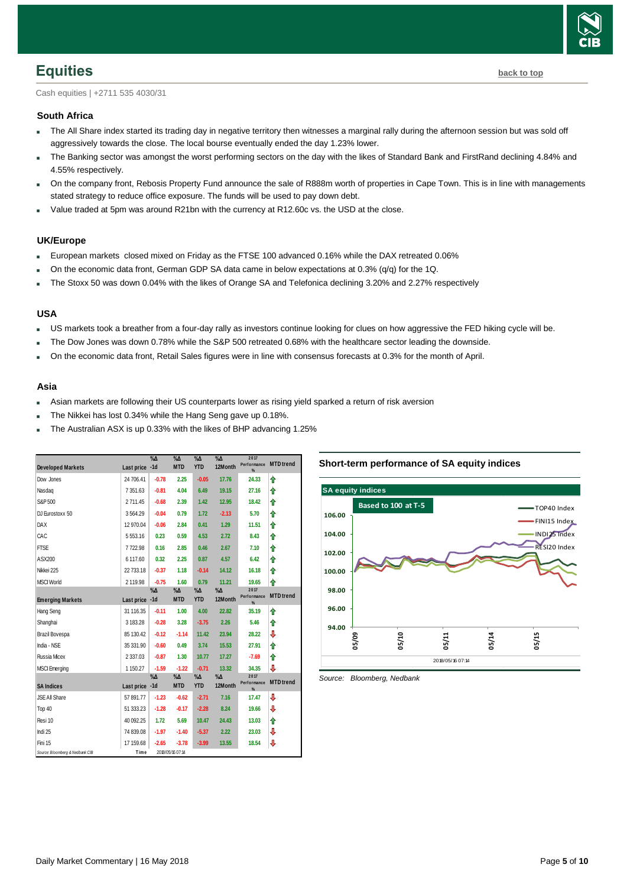## Equities

Cash equities | +2711 535 4030/31

### South Africa

- The All Share index started its trading day in negative territory then witnesses a marginal rally during the afternoon session but was sold off aggressively towards the close. The local bourse eventually ended the day 1.23% lower.
- The Banking sector was amongst the worst performing sectors on the day with the likes of Standard Bank and FirstRand declining 4.84% and 4.55% respectively.
- On the company front, Rebosis Property Fund announce the sale of R888m worth of properties in Cape Town. This is in line with managements stated strategy to reduce office exposure. The funds will be used to pay down debt.
- Value traded at 5pm was around R21bn with the currency at R12.60c vs. the USD at the close.

### UK/Europe

- European markets closed mixed on Friday as the FTSE 100 advanced 0.16% while the DAX retreated 0.06%
- On the economic data front, German GDP SA data came in below expectations at 0.3% (q/q) for the 1Q.
- The Stoxx 50 was down 0.04% with the likes of Orange SA and Telefonica declining 3.20% and 2.27% respectively

### USA

- US markets took a breather from a four-day rally as investors continue looking for clues on how aggressive the FED hiking cycle will be.
- The Dow Jones was down 0.78% while the S&P 500 retreated 0.68% with the healthcare sector leading the downside.
- On the economic data front, Retail Sales figures were in line with consensus forecasts at 0.3% for the month of April.

### Asia

- Asian markets are following their US counterparts lower as rising yield sparked a return of risk aversion
- The Nikkei has lost 0.34% while the Hang Seng gave up 0.18%.
- The Australian ASX is up 0.33% with the likes of BHP advancing 1.25%

| Developed Markets | Last price | %Δ -1d | %Δ MTD | %Δ YTD | %Δ 12Month | 2017 Performance % | MTD trend |
|---|---|---|---|---|---|---|---|
| Dow Jones | 24 706.41 | -0.78 | 2.25 | -0.05 | 17.76 | 24.33 | ⇧ |
| Nasdaq | 7 351.63 | -0.81 | 4.04 | 6.49 | 19.15 | 27.16 | ⇧ |
| S&P 500 | 2 711.45 | -0.68 | 2.39 | 1.42 | 12.95 | 18.42 | ⇧ |
| DJ Eurostoxx 50 | 3 564.29 | -0.04 | 0.79 | 1.72 | -2.13 | 5.70 | ⇧ |
| DAX | 12 970.04 | -0.06 | 2.84 | 0.41 | 1.29 | 11.51 | ⇧ |
| CAC | 5 553.16 | 0.23 | 0.59 | 4.53 | 2.72 | 8.43 | ⇧ |
| FTSE | 7 722.98 | 0.16 | 2.85 | 0.46 | 2.67 | 7.10 | ⇧ |
| ASX200 | 6 117.60 | 0.32 | 2.25 | 0.87 | 4.57 | 6.42 | ⇧ |
| Nikkei 225 | 22 733.18 | -0.37 | 1.18 | -0.14 | 14.12 | 16.18 | ⇧ |
| MSCI World | 2 119.98 | -0.75 | 1.60 | 0.79 | 11.21 | 19.65 | ⇧ |
| **Emerging Markets** | **Last price** | **%Δ -1d** | **%Δ MTD** | **%Δ YTD** | **%Δ 12Month** | **2017 Performance %** | **MTD trend** |
| Hang Seng | 31 116.35 | -0.11 | 1.00 | 4.00 | 22.82 | 35.19 | ⇧ |
| Shanghai | 3 183.28 | -0.28 | 3.28 | -3.75 | 2.26 | 5.46 | ⇧ |
| Brazil Bovespa | 85 130.42 | -0.12 | -1.14 | 11.42 | 23.94 | 28.22 | ⇩ |
| India - NSE | 35 331.90 | -0.60 | 0.49 | 3.74 | 15.53 | 27.91 | ⇧ |
| Russia Micex | 2 337.03 | -0.87 | 1.30 | 10.77 | 17.27 | -7.69 | ⇧ |
| MSCI Emerging | 1 150.27 | -1.59 | -1.22 | -0.71 | 13.32 | 34.35 | ⇩ |
| **SA Indices** | **Last price** | **%Δ -1d** | **%Δ MTD** | **%Δ YTD** | **%Δ 12Month** | **2017 Performance %** | **MTD trend** |
| JSE All Share | 57 891.77 | -1.23 | -0.62 | -2.71 | 7.16 | 17.47 | ⇩ |
| Top 40 | 51 333.23 | -1.28 | -0.17 | -2.28 | 8.24 | 19.66 | ⇩ |
| Resi 10 | 40 092.25 | 1.72 | 5.69 | 10.47 | 24.43 | 13.03 | ⇧ |
| Indi 25 | 74 839.08 | -1.97 | -1.40 | -5.37 | 2.22 | 23.03 | ⇩ |
| Fini 15 | 17 159.68 | -2.65 | -3.78 | -3.99 | 13.55 | 18.54 | ⇩ |

*Source: Bloomberg & Nedbank CIB* Time 2018/05/16 07:14

### Short-term performance of SA equity indices

Source: Bloomberg, Nedbank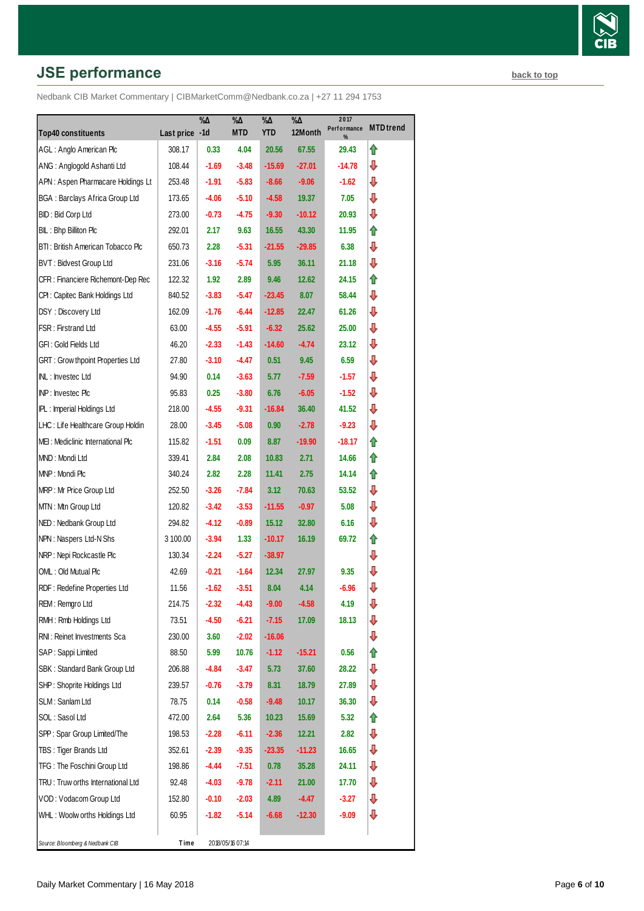## JSE performance

back to top

Nedbank CIB Market Commentary | CIBMarketComm@Nedbank.co.za | +27 11 294 1753

| Top40 constituents | Last price | %Δ -1d | %Δ MTD | %Δ YTD | %Δ 12Month | 2017 Performance % | MTD trend |
|---|---|---|---|---|---|---|---|
| AGL : Anglo American Plc | 308.17 | 0.33 | 4.04 | 20.56 | 67.55 | 29.43 | ↑ |
| ANG : Anglogold Ashanti Ltd | 108.44 | -1.69 | -3.48 | -15.69 | -27.01 | -14.78 | ↓ |
| APN : Aspen Pharmacare Holdings Lt | 253.48 | -1.91 | -5.83 | -8.66 | -9.06 | -1.62 | ↓ |
| BGA : Barclays Africa Group Ltd | 173.65 | -4.06 | -5.10 | -4.58 | 19.37 | 7.05 | ↓ |
| BID : Bid Corp Ltd | 273.00 | -0.73 | -4.75 | -9.30 | -10.12 | 20.93 | ↓ |
| BIL : Bhp Billiton Plc | 292.01 | 2.17 | 9.63 | 16.55 | 43.30 | 11.95 | ↑ |
| BTI : British American Tobacco Plc | 650.73 | 2.28 | -5.31 | -21.55 | -29.85 | 6.38 | ↓ |
| BVT : Bidvest Group Ltd | 231.06 | -3.16 | -5.74 | 5.95 | 36.11 | 21.18 | ↓ |
| CFR : Financiere Richemont-Dep Rec | 122.32 | 1.92 | 2.89 | 9.46 | 12.62 | 24.15 | ↑ |
| CPI : Capitec Bank Holdings Ltd | 840.52 | -3.83 | -5.47 | -23.45 | 8.07 | 58.44 | ↓ |
| DSY : Discovery Ltd | 162.09 | -1.76 | -6.44 | -12.85 | 22.47 | 61.26 | ↓ |
| FSR : Firstrand Ltd | 63.00 | -4.55 | -5.91 | -6.32 | 25.62 | 25.00 | ↓ |
| GFI : Gold Fields Ltd | 46.20 | -2.33 | -1.43 | -14.60 | -4.74 | 23.12 | ↓ |
| GRT : Growthpoint Properties Ltd | 27.80 | -3.10 | -4.47 | 0.51 | 9.45 | 6.59 | ↓ |
| INL : Investec Ltd | 94.90 | 0.14 | -3.63 | 5.77 | -7.59 | -1.57 | ↓ |
| INP : Investec Plc | 95.83 | 0.25 | -3.80 | 6.76 | -6.05 | -1.52 | ↓ |
| IPL : Imperial Holdings Ltd | 218.00 | -4.55 | -9.31 | -16.84 | 36.40 | 41.52 | ↓ |
| LHC : Life Healthcare Group Holdin | 28.00 | -3.45 | -5.08 | 0.90 | -2.78 | -9.23 | ↓ |
| MEI : Mediclinic International Plc | 115.82 | -1.51 | 0.09 | 8.87 | -19.90 | -18.17 | ↑ |
| MND : Mondi Ltd | 339.41 | 2.84 | 2.08 | 10.83 | 2.71 | 14.66 | ↑ |
| MNP : Mondi Plc | 340.24 | 2.82 | 2.28 | 11.41 | 2.75 | 14.14 | ↑ |
| MRP : Mr Price Group Ltd | 252.50 | -3.26 | -7.84 | 3.12 | 70.63 | 53.52 | ↓ |
| MTN : Mtn Group Ltd | 120.82 | -3.42 | -3.53 | -11.55 | -0.97 | 5.08 | ↓ |
| NED : Nedbank Group Ltd | 294.82 | -4.12 | -0.89 | 15.12 | 32.80 | 6.16 | ↓ |
| NPN : Naspers Ltd-N Shs | 3 100.00 | -3.94 | 1.33 | -10.17 | 16.19 | 69.72 | ↑ |
| NRP : Nepi Rockcastle Plc | 130.34 | -2.24 | -5.27 | -38.97 | | | ↓ |
| OML : Old Mutual Plc | 42.69 | -0.21 | -1.64 | 12.34 | 27.97 | 9.35 | ↓ |
| RDF : Redefine Properties Ltd | 11.56 | -1.62 | -3.51 | 8.04 | 4.14 | -6.96 | ↓ |
| REM : Remgro Ltd | 214.75 | -2.32 | -4.43 | -9.00 | -4.58 | 4.19 | ↓ |
| RMH : Rmb Holdings Ltd | 73.51 | -4.50 | -6.21 | -7.15 | 17.09 | 18.13 | ↓ |
| RNI : Reinet Investments Sca | 230.00 | 3.60 | -2.02 | -16.06 | | | ↓ |
| SAP : Sappi Limited | 88.50 | 5.99 | 10.76 | -1.12 | -15.21 | 0.56 | ↑ |
| SBK : Standard Bank Group Ltd | 206.88 | -4.84 | -3.47 | 5.73 | 37.60 | 28.22 | ↓ |
| SHP : Shoprite Holdings Ltd | 239.57 | -0.76 | -3.79 | 8.31 | 18.79 | 27.89 | ↓ |
| SLM : Sanlam Ltd | 78.75 | 0.14 | -0.58 | -9.48 | 10.17 | 36.30 | ↓ |
| SOL : Sasol Ltd | 472.00 | 2.64 | 5.36 | 10.23 | 15.69 | 5.32 | ↑ |
| SPP : Spar Group Limited/The | 198.53 | -2.28 | -6.11 | -2.36 | 12.21 | 2.82 | ↓ |
| TBS : Tiger Brands Ltd | 352.61 | -2.39 | -9.35 | -23.35 | -11.23 | 16.65 | ↓ |
| TFG : The Foschini Group Ltd | 198.86 | -4.44 | -7.51 | 0.78 | 35.28 | 24.11 | ↓ |
| TRU : Truworths International Ltd | 92.48 | -4.03 | -9.78 | -2.11 | 21.00 | 17.70 | ↓ |
| VOD : Vodacom Group Ltd | 152.80 | -0.10 | -2.03 | 4.89 | -4.47 | -3.27 | ↓ |
| WHL : Woolworths Holdings Ltd | 60.95 | -1.82 | -5.14 | -6.68 | -12.30 | -9.09 | ↓ |

*Source: Bloomberg & Nedbank CIB* — Time 2018/05/16 07:14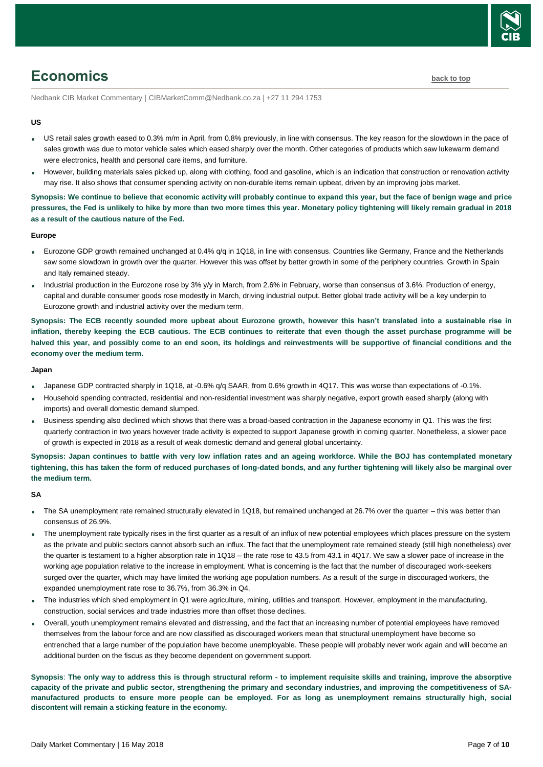# Economics

back to top

Nedbank CIB Market Commentary | CIBMarketComm@Nedbank.co.za | +27 11 294 1753

**US**

- US retail sales growth eased to 0.3% m/m in April, from 0.8% previously, in line with consensus. The key reason for the slowdown in the pace of sales growth was due to motor vehicle sales which eased sharply over the month. Other categories of products which saw lukewarm demand were electronics, health and personal care items, and furniture.
- However, building materials sales picked up, along with clothing, food and gasoline, which is an indication that construction or renovation activity may rise. It also shows that consumer spending activity on non-durable items remain upbeat, driven by an improving jobs market.

**Synopsis: We continue to believe that economic activity will probably continue to expand this year, but the face of benign wage and price pressures, the Fed is unlikely to hike by more than two more times this year. Monetary policy tightening will likely remain gradual in 2018 as a result of the cautious nature of the Fed.**

**Europe**

- Eurozone GDP growth remained unchanged at 0.4% q/q in 1Q18, in line with consensus. Countries like Germany, France and the Netherlands saw some slowdown in growth over the quarter. However this was offset by better growth in some of the periphery countries. Growth in Spain and Italy remained steady.
- Industrial production in the Eurozone rose by 3% y/y in March, from 2.6% in February, worse than consensus of 3.6%. Production of energy, capital and durable consumer goods rose modestly in March, driving industrial output. Better global trade activity will be a key underpin to Eurozone growth and industrial activity over the medium term.

**Synopsis: The ECB recently sounded more upbeat about Eurozone growth, however this hasn't translated into a sustainable rise in inflation, thereby keeping the ECB cautious. The ECB continues to reiterate that even though the asset purchase programme will be halved this year, and possibly come to an end soon, its holdings and reinvestments will be supportive of financial conditions and the economy over the medium term.**

**Japan**

- Japanese GDP contracted sharply in 1Q18, at -0.6% q/q SAAR, from 0.6% growth in 4Q17. This was worse than expectations of -0.1%.
- Household spending contracted, residential and non-residential investment was sharply negative, export growth eased sharply (along with imports) and overall domestic demand slumped.
- Business spending also declined which shows that there was a broad-based contraction in the Japanese economy in Q1. This was the first quarterly contraction in two years however trade activity is expected to support Japanese growth in coming quarter. Nonetheless, a slower pace of growth is expected in 2018 as a result of weak domestic demand and general global uncertainty.

**Synopsis: Japan continues to battle with very low inflation rates and an ageing workforce. While the BOJ has contemplated monetary tightening, this has taken the form of reduced purchases of long-dated bonds, and any further tightening will likely also be marginal over the medium term.**

**SA**

- The SA unemployment rate remained structurally elevated in 1Q18, but remained unchanged at 26.7% over the quarter – this was better than consensus of 26.9%.
- The unemployment rate typically rises in the first quarter as a result of an influx of new potential employees which places pressure on the system as the private and public sectors cannot absorb such an influx. The fact that the unemployment rate remained steady (still high nonetheless) over the quarter is testament to a higher absorption rate in 1Q18 – the rate rose to 43.5 from 43.1 in 4Q17. We saw a slower pace of increase in the working age population relative to the increase in employment. What is concerning is the fact that the number of discouraged work-seekers surged over the quarter, which may have limited the working age population numbers. As a result of the surge in discouraged workers, the expanded unemployment rate rose to 36.7%, from 36.3% in Q4.
- The industries which shed employment in Q1 were agriculture, mining, utilities and transport. However, employment in the manufacturing, construction, social services and trade industries more than offset those declines.
- Overall, youth unemployment remains elevated and distressing, and the fact that an increasing number of potential employees have removed themselves from the labour force and are now classified as discouraged workers mean that structural unemployment have become so entrenched that a large number of the population have become unemployable. These people will probably never work again and will become an additional burden on the fiscus as they become dependent on government support.

**Synopsis**: **The only way to address this is through structural reform - to implement requisite skills and training, improve the absorptive capacity of the private and public sector, strengthening the primary and secondary industries, and improving the competitiveness of SA-manufactured products to ensure more people can be employed. For as long as unemployment remains structurally high, social discontent will remain a sticking feature in the economy.**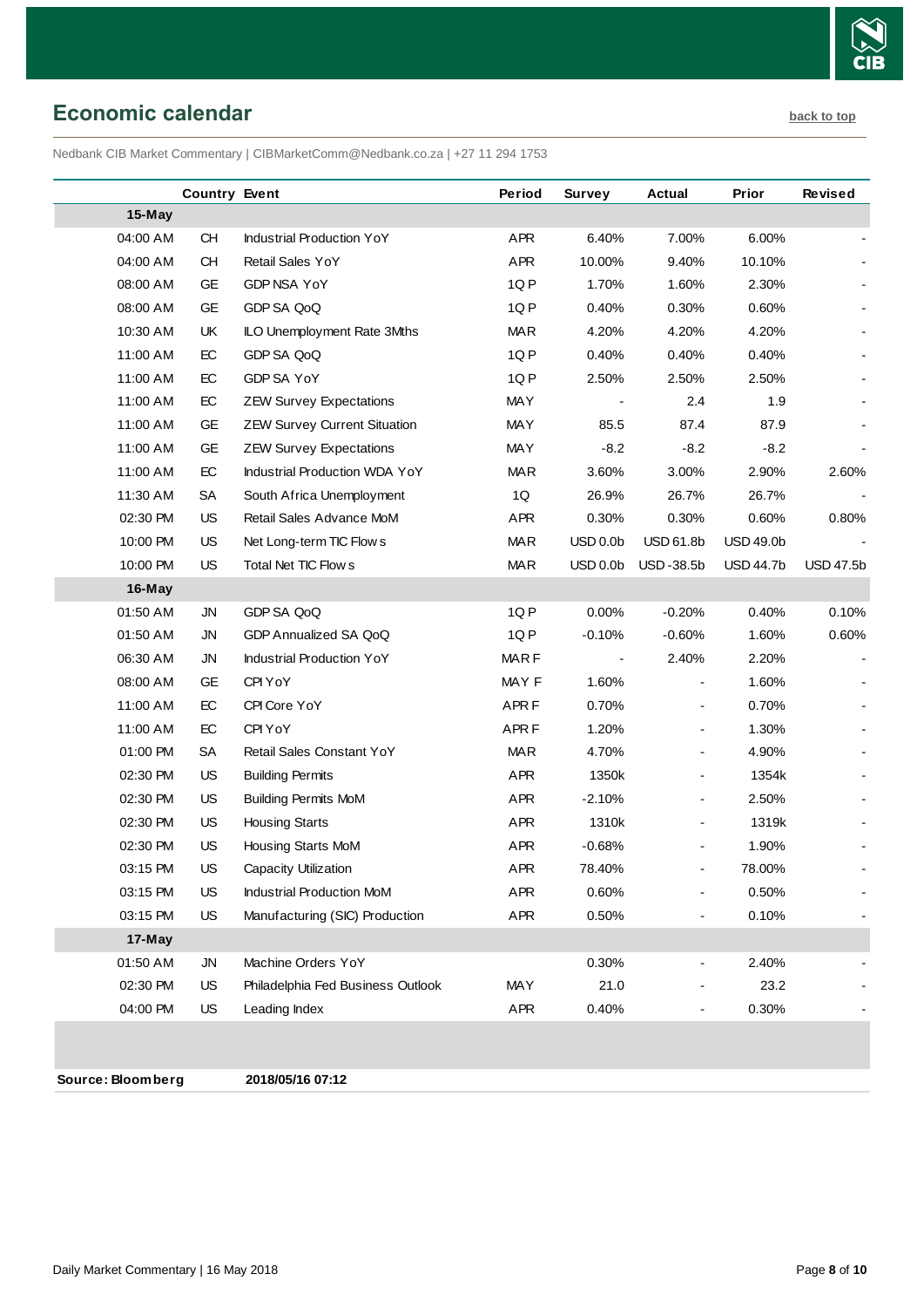## Economic calendar

back to top

Nedbank CIB Market Commentary | CIBMarketComm@Nedbank.co.za | +27 11 294 1753

| | Country | Event | Period | Survey | Actual | Prior | Revised |
|---|---|---|---|---|---|---|---|
| **15-May** | | | | | | | |
| 04:00 AM | CH | Industrial Production YoY | APR | 6.40% | 7.00% | 6.00% | - |
| 04:00 AM | CH | Retail Sales YoY | APR | 10.00% | 9.40% | 10.10% | - |
| 08:00 AM | GE | GDP NSA YoY | 1Q P | 1.70% | 1.60% | 2.30% | - |
| 08:00 AM | GE | GDP SA QoQ | 1Q P | 0.40% | 0.30% | 0.60% | - |
| 10:30 AM | UK | ILO Unemployment Rate 3Mths | MAR | 4.20% | 4.20% | 4.20% | - |
| 11:00 AM | EC | GDP SA QoQ | 1Q P | 0.40% | 0.40% | 0.40% | - |
| 11:00 AM | EC | GDP SA YoY | 1Q P | 2.50% | 2.50% | 2.50% | - |
| 11:00 AM | EC | ZEW Survey Expectations | MAY | - | 2.4 | 1.9 | - |
| 11:00 AM | GE | ZEW Survey Current Situation | MAY | 85.5 | 87.4 | 87.9 | - |
| 11:00 AM | GE | ZEW Survey Expectations | MAY | -8.2 | -8.2 | -8.2 | - |
| 11:00 AM | EC | Industrial Production WDA YoY | MAR | 3.60% | 3.00% | 2.90% | 2.60% |
| 11:30 AM | SA | South Africa Unemployment | 1Q | 26.9% | 26.7% | 26.7% | - |
| 02:30 PM | US | Retail Sales Advance MoM | APR | 0.30% | 0.30% | 0.60% | 0.80% |
| 10:00 PM | US | Net Long-term TIC Flows | MAR | USD 0.0b | USD 61.8b | USD 49.0b | - |
| 10:00 PM | US | Total Net TIC Flows | MAR | USD 0.0b | USD -38.5b | USD 44.7b | USD 47.5b |
| **16-May** | | | | | | | |
| 01:50 AM | JN | GDP SA QoQ | 1Q P | 0.00% | -0.20% | 0.40% | 0.10% |
| 01:50 AM | JN | GDP Annualized SA QoQ | 1Q P | -0.10% | -0.60% | 1.60% | 0.60% |
| 06:30 AM | JN | Industrial Production YoY | MAR F | - | 2.40% | 2.20% | - |
| 08:00 AM | GE | CPI YoY | MAY F | 1.60% | - | 1.60% | - |
| 11:00 AM | EC | CPI Core YoY | APR F | 0.70% | - | 0.70% | - |
| 11:00 AM | EC | CPI YoY | APR F | 1.20% | - | 1.30% | - |
| 01:00 PM | SA | Retail Sales Constant YoY | MAR | 4.70% | - | 4.90% | - |
| 02:30 PM | US | Building Permits | APR | 1350k | - | 1354k | - |
| 02:30 PM | US | Building Permits MoM | APR | -2.10% | - | 2.50% | - |
| 02:30 PM | US | Housing Starts | APR | 1310k | - | 1319k | - |
| 02:30 PM | US | Housing Starts MoM | APR | -0.68% | - | 1.90% | - |
| 03:15 PM | US | Capacity Utilization | APR | 78.40% | - | 78.00% | - |
| 03:15 PM | US | Industrial Production MoM | APR | 0.60% | - | 0.50% | - |
| 03:15 PM | US | Manufacturing (SIC) Production | APR | 0.50% | - | 0.10% | - |
| **17-May** | | | | | | | |
| 01:50 AM | JN | Machine Orders YoY | | 0.30% | - | 2.40% | - |
| 02:30 PM | US | Philadelphia Fed Business Outlook | MAY | 21.0 | - | 23.2 | - |
| 04:00 PM | US | Leading Index | APR | 0.40% | - | 0.30% | - |

**Source: Bloomberg** **2018/05/16 07:12**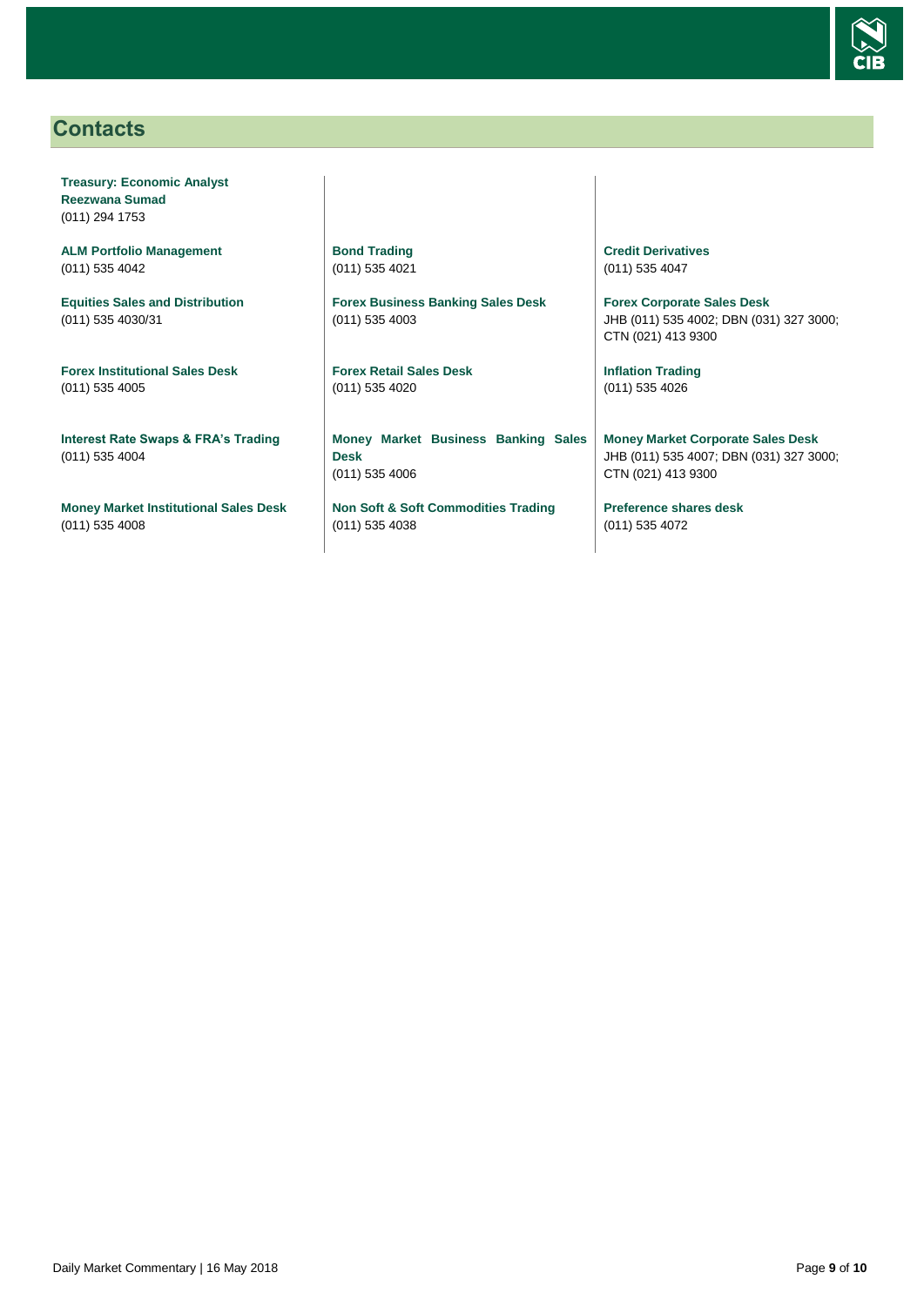## Contacts

**Treasury: Economic Analyst**
**Reezwana Sumad**
(011) 294 1753

**ALM Portfolio Management**
(011) 535 4042

**Equities Sales and Distribution**
(011) 535 4030/31

**Forex Institutional Sales Desk**
(011) 535 4005

**Interest Rate Swaps & FRA's Trading**
(011) 535 4004

**Money Market Institutional Sales Desk**
(011) 535 4008

**Bond Trading**
(011) 535 4021

**Forex Business Banking Sales Desk**
(011) 535 4003

**Forex Retail Sales Desk**
(011) 535 4020

**Money Market Business Banking Sales Desk**
(011) 535 4006

**Non Soft & Soft Commodities Trading**
(011) 535 4038

**Credit Derivatives**
(011) 535 4047

**Forex Corporate Sales Desk**
JHB (011) 535 4002; DBN (031) 327 3000; CTN (021) 413 9300

**Inflation Trading**
(011) 535 4026

**Money Market Corporate Sales Desk**
JHB (011) 535 4007; DBN (031) 327 3000; CTN (021) 413 9300

**Preference shares desk**
(011) 535 4072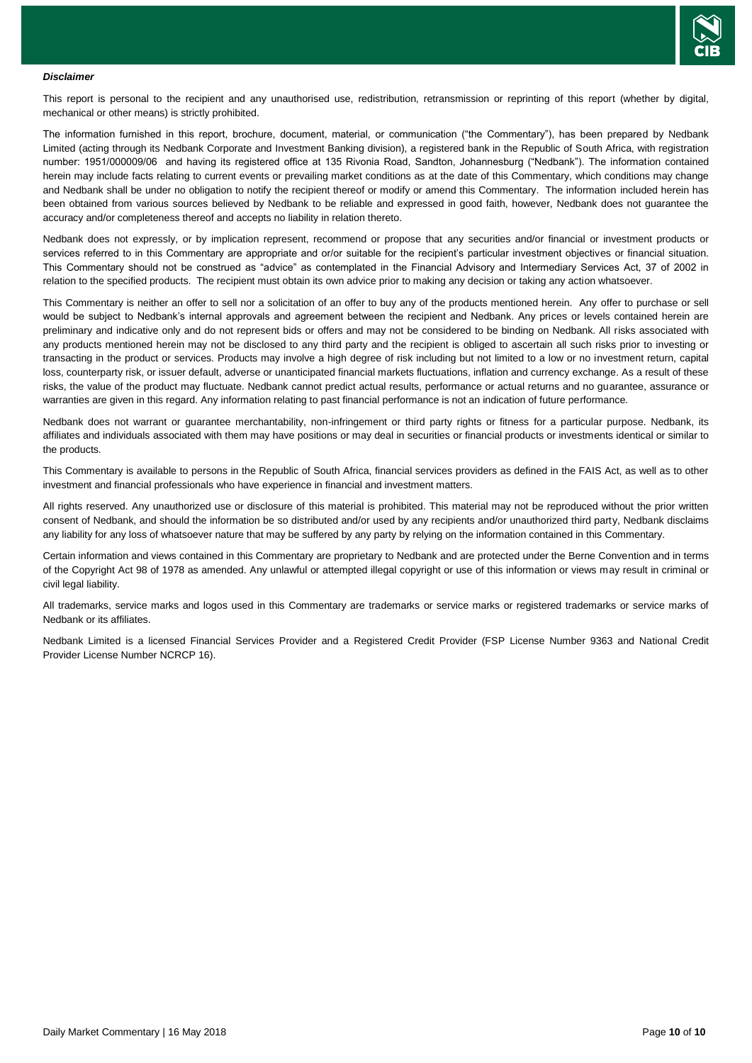***Disclaimer***

This report is personal to the recipient and any unauthorised use, redistribution, retransmission or reprinting of this report (whether by digital, mechanical or other means) is strictly prohibited.

The information furnished in this report, brochure, document, material, or communication ("the Commentary"), has been prepared by Nedbank Limited (acting through its Nedbank Corporate and Investment Banking division), a registered bank in the Republic of South Africa, with registration number: 1951/000009/06 and having its registered office at 135 Rivonia Road, Sandton, Johannesburg ("Nedbank"). The information contained herein may include facts relating to current events or prevailing market conditions as at the date of this Commentary, which conditions may change and Nedbank shall be under no obligation to notify the recipient thereof or modify or amend this Commentary. The information included herein has been obtained from various sources believed by Nedbank to be reliable and expressed in good faith, however, Nedbank does not guarantee the accuracy and/or completeness thereof and accepts no liability in relation thereto.

Nedbank does not expressly, or by implication represent, recommend or propose that any securities and/or financial or investment products or services referred to in this Commentary are appropriate and or/or suitable for the recipient's particular investment objectives or financial situation. This Commentary should not be construed as "advice" as contemplated in the Financial Advisory and Intermediary Services Act, 37 of 2002 in relation to the specified products. The recipient must obtain its own advice prior to making any decision or taking any action whatsoever.

This Commentary is neither an offer to sell nor a solicitation of an offer to buy any of the products mentioned herein. Any offer to purchase or sell would be subject to Nedbank's internal approvals and agreement between the recipient and Nedbank. Any prices or levels contained herein are preliminary and indicative only and do not represent bids or offers and may not be considered to be binding on Nedbank. All risks associated with any products mentioned herein may not be disclosed to any third party and the recipient is obliged to ascertain all such risks prior to investing or transacting in the product or services. Products may involve a high degree of risk including but not limited to a low or no investment return, capital loss, counterparty risk, or issuer default, adverse or unanticipated financial markets fluctuations, inflation and currency exchange. As a result of these risks, the value of the product may fluctuate. Nedbank cannot predict actual results, performance or actual returns and no guarantee, assurance or warranties are given in this regard. Any information relating to past financial performance is not an indication of future performance.

Nedbank does not warrant or guarantee merchantability, non-infringement or third party rights or fitness for a particular purpose. Nedbank, its affiliates and individuals associated with them may have positions or may deal in securities or financial products or investments identical or similar to the products.

This Commentary is available to persons in the Republic of South Africa, financial services providers as defined in the FAIS Act, as well as to other investment and financial professionals who have experience in financial and investment matters.

All rights reserved. Any unauthorized use or disclosure of this material is prohibited. This material may not be reproduced without the prior written consent of Nedbank, and should the information be so distributed and/or used by any recipients and/or unauthorized third party, Nedbank disclaims any liability for any loss of whatsoever nature that may be suffered by any party by relying on the information contained in this Commentary.

Certain information and views contained in this Commentary are proprietary to Nedbank and are protected under the Berne Convention and in terms of the Copyright Act 98 of 1978 as amended. Any unlawful or attempted illegal copyright or use of this information or views may result in criminal or civil legal liability.

All trademarks, service marks and logos used in this Commentary are trademarks or service marks or registered trademarks or service marks of Nedbank or its affiliates.

Nedbank Limited is a licensed Financial Services Provider and a Registered Credit Provider (FSP License Number 9363 and National Credit Provider License Number NCRCP 16).